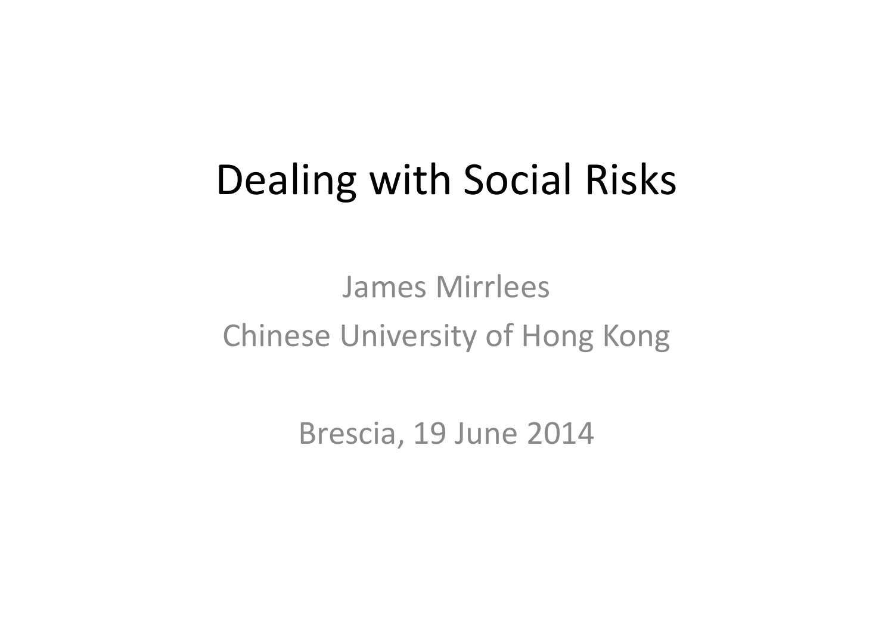# Dealing with Social Risks

James Mirrlees

Chinese University of Hong Kong

Brescia, 19 June 2014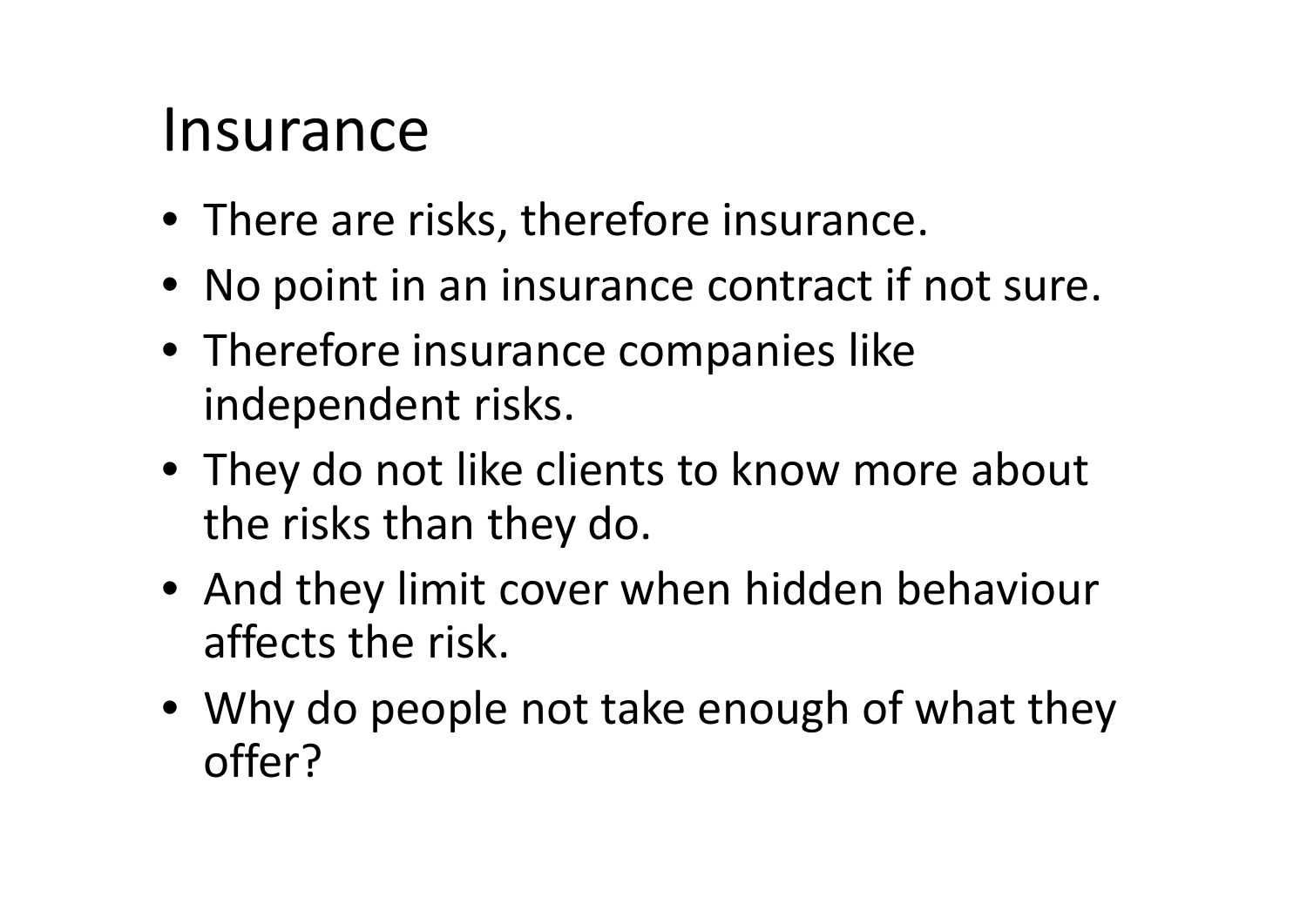# Insurance

- There are risks, therefore insurance.
- No point in an insurance contract if not sure.
- Therefore insurance companies like independent risks.
- They do not like clients to know more about the risks than they do.
- And they limit cover when hidden behaviour affects the risk.
- Why do people not take enough of what they offer?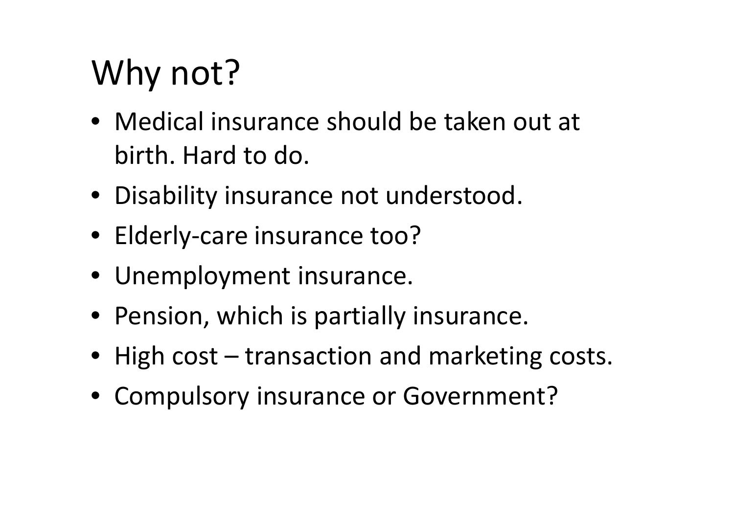# Why not?

- Medical insurance should be taken out at birth. Hard to do.
- Disability insurance not understood.
- Elderly-care insurance too?
- Unemployment insurance.
- Pension, which is partially insurance.
- High cost – transaction and marketing costs.
- Compulsory insurance or Government?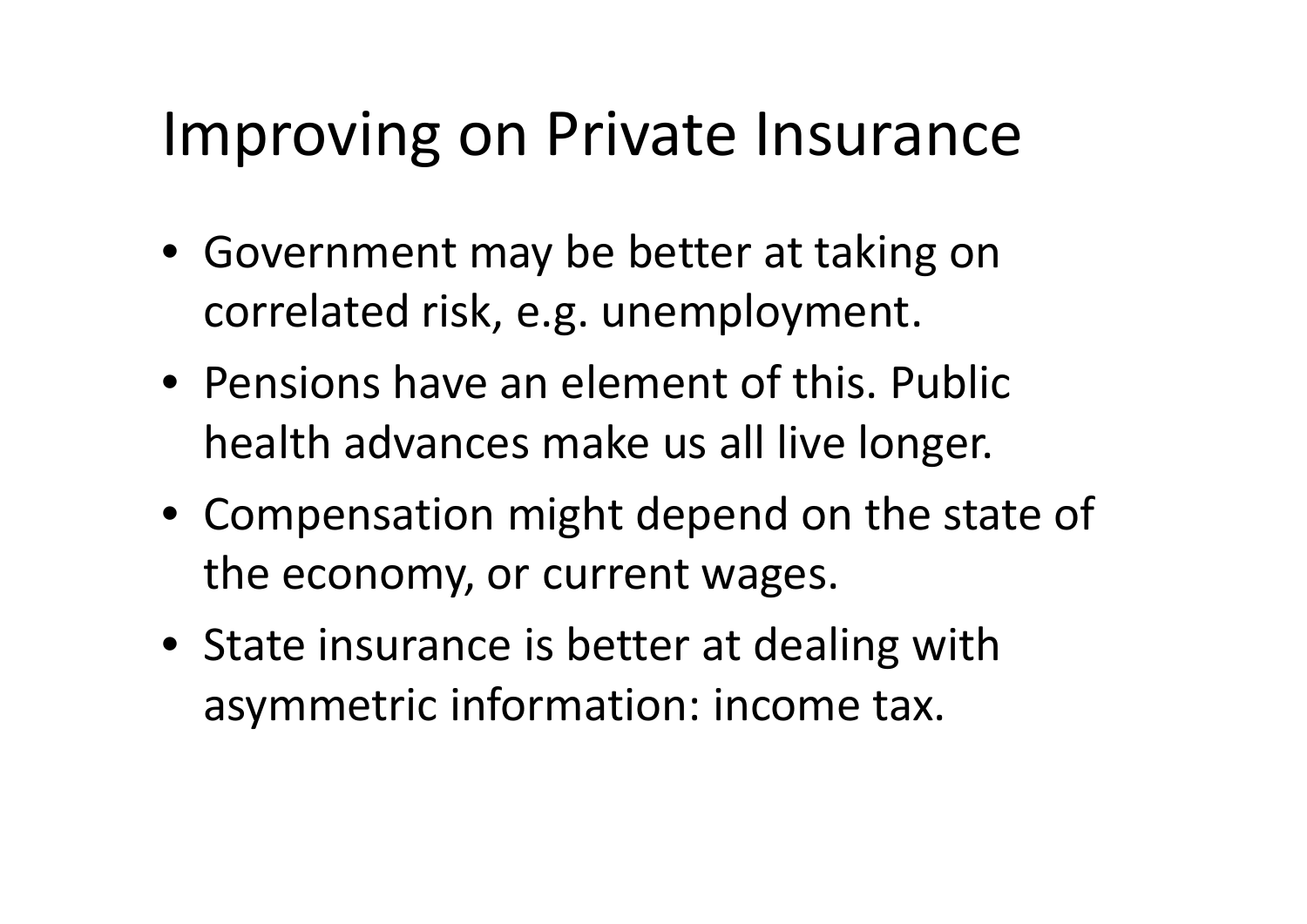# Improving on Private Insurance

- Government may be better at taking on correlated risk, e.g. unemployment.
- Pensions have an element of this. Public health advances make us all live longer.
- Compensation might depend on the state of the economy, or current wages.
- State insurance is better at dealing with asymmetric information: income tax.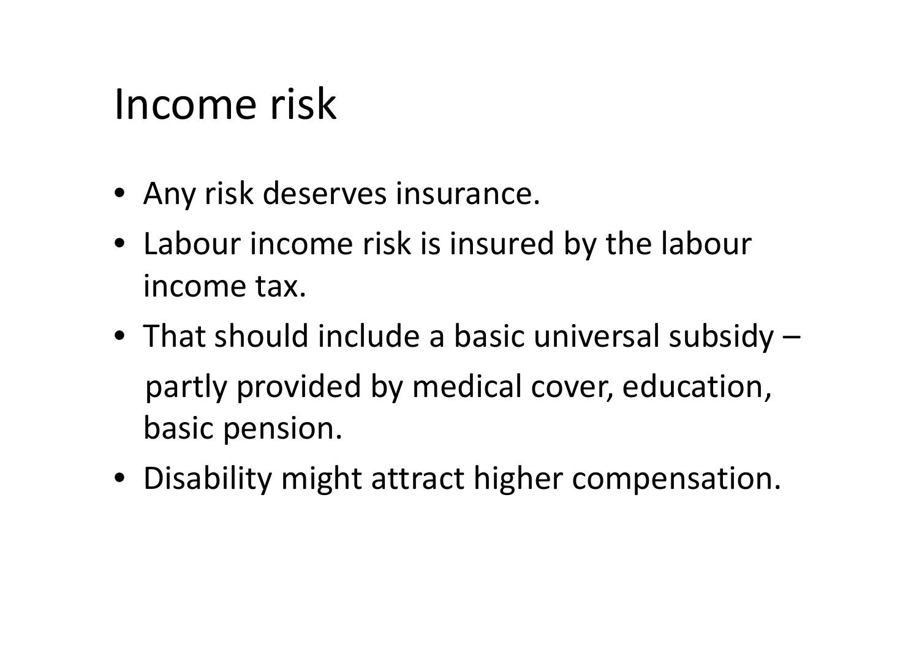# Income risk

- Any risk deserves insurance.
- Labour income risk is insured by the labour income tax.
- That should include a basic universal subsidy – partly provided by medical cover, education, basic pension.
- Disability might attract higher compensation.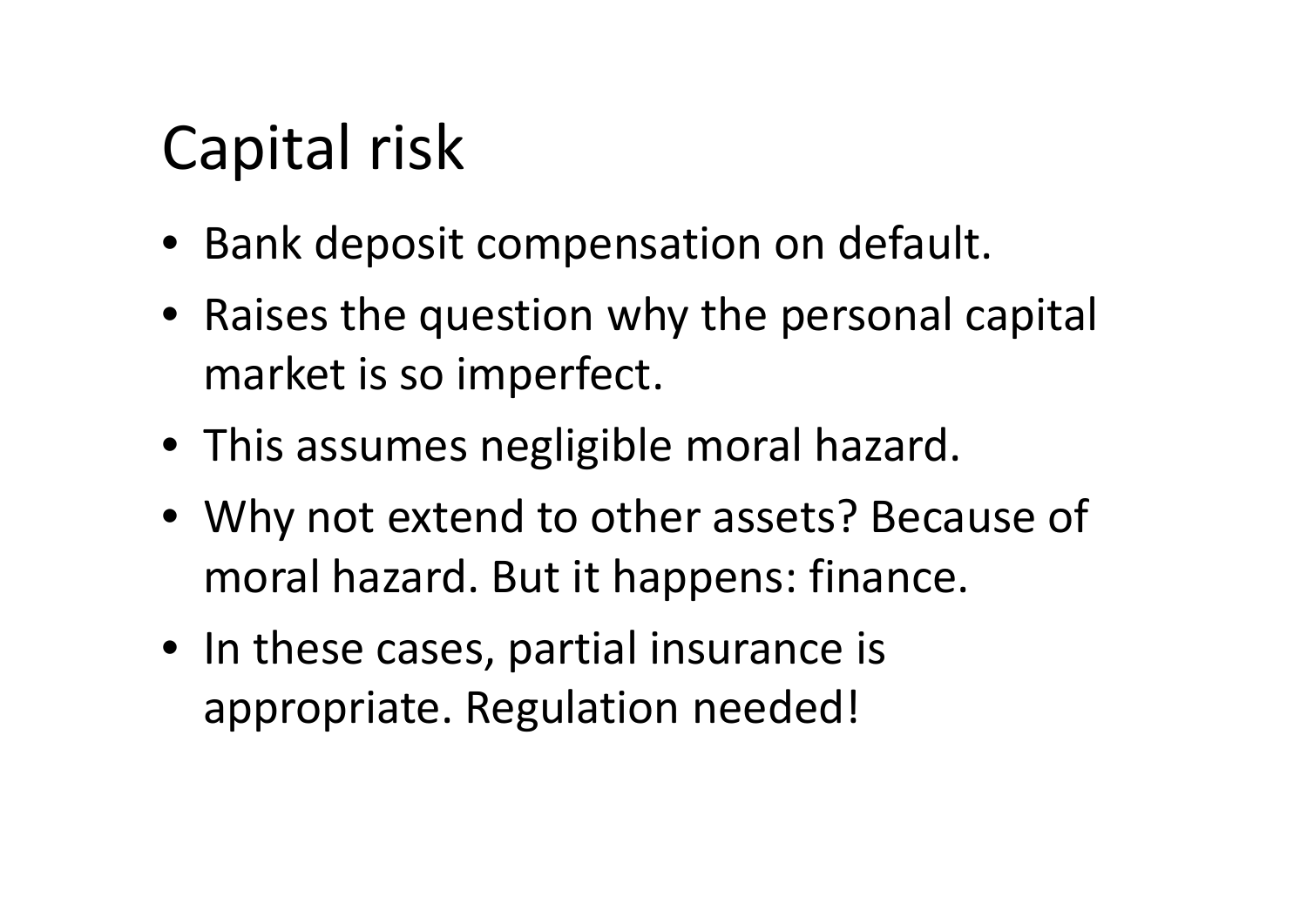# Capital risk

- Bank deposit compensation on default.
- Raises the question why the personal capital market is so imperfect.
- This assumes negligible moral hazard.
- Why not extend to other assets? Because of moral hazard. But it happens: finance.
- In these cases, partial insurance is appropriate. Regulation needed!